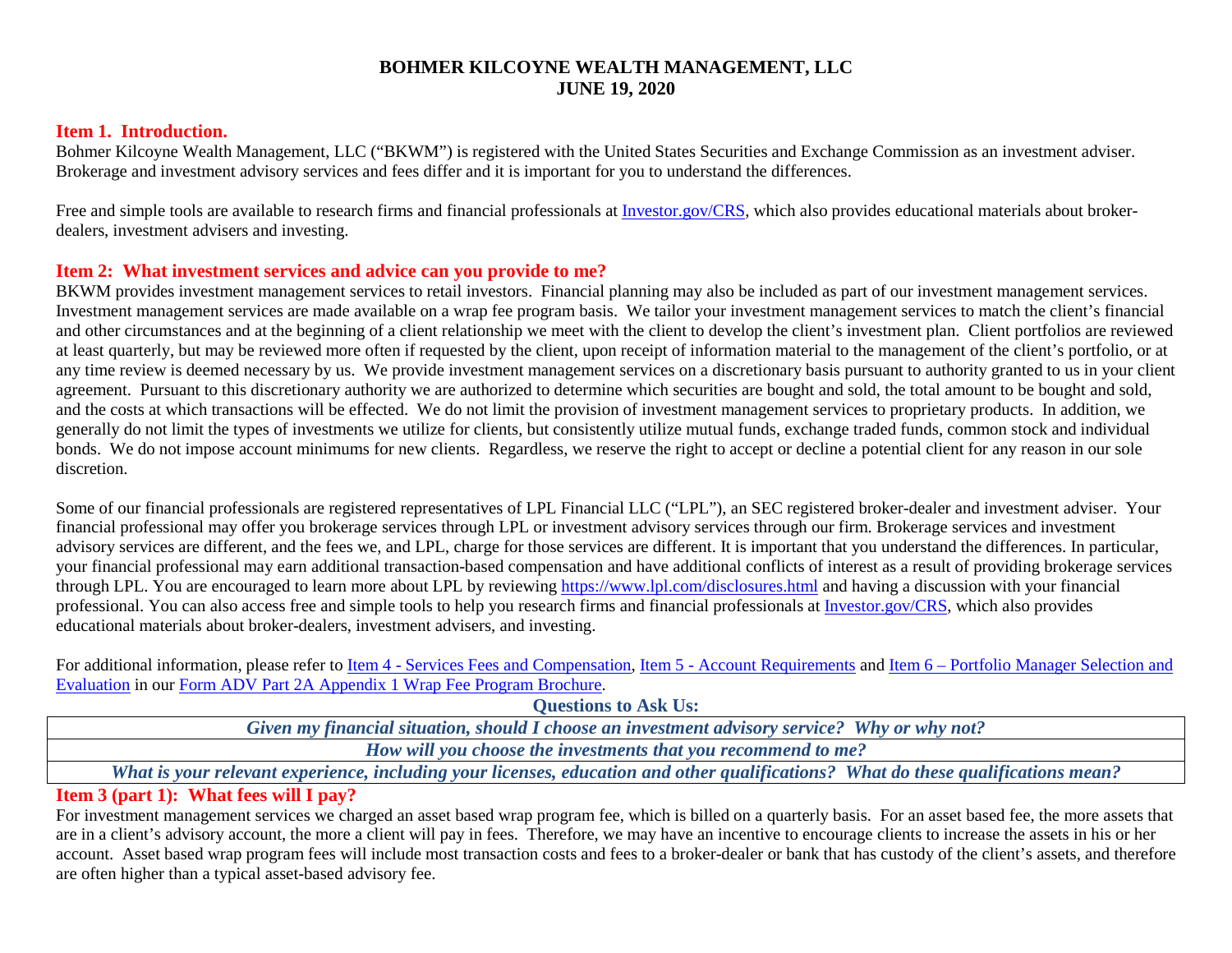# BOHMER KILCOYNE WEALTH MANAGEMENT, LLC
# JUNE 19, 2020

## Item 1. Introduction.

Bohmer Kilcoyne Wealth Management, LLC ("BKWM") is registered with the United States Securities and Exchange Commission as an investment adviser. Brokerage and investment advisory services and fees differ and it is important for you to understand the differences.

Free and simple tools are available to research firms and financial professionals at [Investor.gov/CRS](Investor.gov/CRS), which also provides educational materials about broker-dealers, investment advisers and investing.

## Item 2: What investment services and advice can you provide to me?

BKWM provides investment management services to retail investors. Financial planning may also be included as part of our investment management services. Investment management services are made available on a wrap fee program basis. We tailor your investment management services to match the client's financial and other circumstances and at the beginning of a client relationship we meet with the client to develop the client's investment plan. Client portfolios are reviewed at least quarterly, but may be reviewed more often if requested by the client, upon receipt of information material to the management of the client's portfolio, or at any time review is deemed necessary by us. We provide investment management services on a discretionary basis pursuant to authority granted to us in your client agreement. Pursuant to this discretionary authority we are authorized to determine which securities are bought and sold, the total amount to be bought and sold, and the costs at which transactions will be effected. We do not limit the provision of investment management services to proprietary products. In addition, we generally do not limit the types of investments we utilize for clients, but consistently utilize mutual funds, exchange traded funds, common stock and individual bonds. We do not impose account minimums for new clients. Regardless, we reserve the right to accept or decline a potential client for any reason in our sole discretion.

Some of our financial professionals are registered representatives of LPL Financial LLC ("LPL"), an SEC registered broker-dealer and investment adviser. Your financial professional may offer you brokerage services through LPL or investment advisory services through our firm. Brokerage services and investment advisory services are different, and the fees we, and LPL, charge for those services are different. It is important that you understand the differences. In particular, your financial professional may earn additional transaction-based compensation and have additional conflicts of interest as a result of providing brokerage services through LPL. You are encouraged to learn more about LPL by reviewing https://www.lpl.com/disclosures.html and having a discussion with your financial professional. You can also access free and simple tools to help you research firms and financial professionals at [Investor.gov/CRS](Investor.gov/CRS), which also provides educational materials about broker-dealers, investment advisers, and investing.

For additional information, please refer to Item 4 - Services Fees and Compensation, Item 5 - Account Requirements and Item 6 – Portfolio Manager Selection and Evaluation in our Form ADV Part 2A Appendix 1 Wrap Fee Program Brochure.

| Questions to Ask Us: |
|---|
| ***Given my financial situation, should I choose an investment advisory service? Why or why not?*** |
| ***How will you choose the investments that you recommend to me?*** |
| ***What is your relevant experience, including your licenses, education and other qualifications? What do these qualifications mean?*** |

## Item 3 (part 1): What fees will I pay?

For investment management services we charged an asset based wrap program fee, which is billed on a quarterly basis. For an asset based fee, the more assets that are in a client's advisory account, the more a client will pay in fees. Therefore, we may have an incentive to encourage clients to increase the assets in his or her account. Asset based wrap program fees will include most transaction costs and fees to a broker-dealer or bank that has custody of the client's assets, and therefore are often higher than a typical asset-based advisory fee.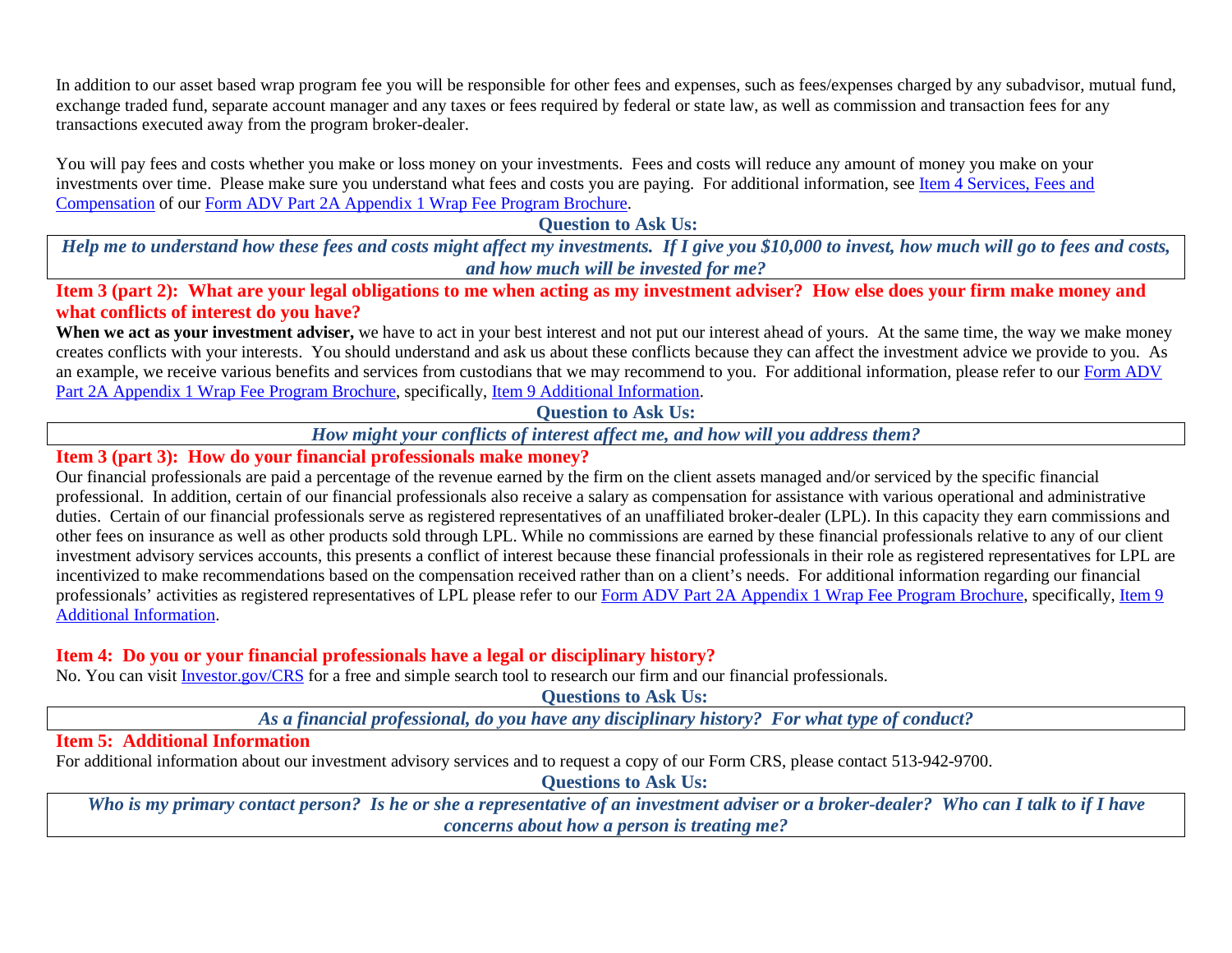In addition to our asset based wrap program fee you will be responsible for other fees and expenses, such as fees/expenses charged by any subadvisor, mutual fund, exchange traded fund, separate account manager and any taxes or fees required by federal or state law, as well as commission and transaction fees for any transactions executed away from the program broker-dealer.

You will pay fees and costs whether you make or loss money on your investments. Fees and costs will reduce any amount of money you make on your investments over time. Please make sure you understand what fees and costs you are paying. For additional information, see Item 4 Services, Fees and Compensation of our Form ADV Part 2A Appendix 1 Wrap Fee Program Brochure.

**Question to Ask Us:**

***Help me to understand how these fees and costs might affect my investments. If I give you $10,000 to invest, how much will go to fees and costs, and how much will be invested for me?***

## Item 3 (part 2): What are your legal obligations to me when acting as my investment adviser? How else does your firm make money and what conflicts of interest do you have?

**When we act as your investment adviser,** we have to act in your best interest and not put our interest ahead of yours. At the same time, the way we make money creates conflicts with your interests. You should understand and ask us about these conflicts because they can affect the investment advice we provide to you. As an example, we receive various benefits and services from custodians that we may recommend to you. For additional information, please refer to our Form ADV Part 2A Appendix 1 Wrap Fee Program Brochure, specifically, Item 9 Additional Information.

**Question to Ask Us:**

***How might your conflicts of interest affect me, and how will you address them?***

## Item 3 (part 3): How do your financial professionals make money?

Our financial professionals are paid a percentage of the revenue earned by the firm on the client assets managed and/or serviced by the specific financial professional. In addition, certain of our financial professionals also receive a salary as compensation for assistance with various operational and administrative duties. Certain of our financial professionals serve as registered representatives of an unaffiliated broker-dealer (LPL). In this capacity they earn commissions and other fees on insurance as well as other products sold through LPL. While no commissions are earned by these financial professionals relative to any of our client investment advisory services accounts, this presents a conflict of interest because these financial professionals in their role as registered representatives for LPL are incentivized to make recommendations based on the compensation received rather than on a client's needs. For additional information regarding our financial professionals' activities as registered representatives of LPL please refer to our Form ADV Part 2A Appendix 1 Wrap Fee Program Brochure, specifically, Item 9 Additional Information.

## Item 4: Do you or your financial professionals have a legal or disciplinary history?

No. You can visit Investor.gov/CRS for a free and simple search tool to research our firm and our financial professionals.

**Questions to Ask Us:**

***As a financial professional, do you have any disciplinary history? For what type of conduct?***

## Item 5: Additional Information

For additional information about our investment advisory services and to request a copy of our Form CRS, please contact 513-942-9700.

**Questions to Ask Us:**

***Who is my primary contact person? Is he or she a representative of an investment adviser or a broker-dealer? Who can I talk to if I have concerns about how a person is treating me?***